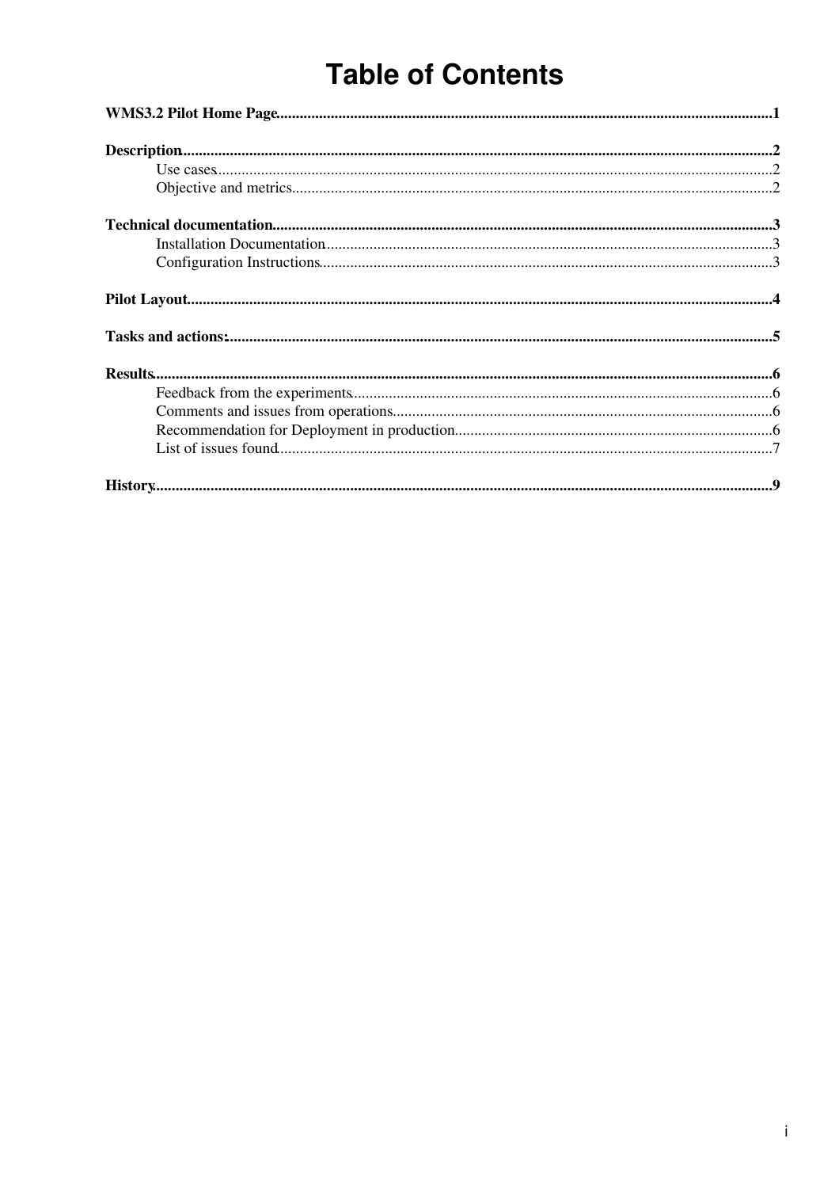# Table of Contents

**WMS3.2 Pilot Home Page**......1

**Description**......2

- Use cases......2
- Objective and metrics......2

**Technical documentation**......3

- Installation Documentation......3
- Configuration Instructions......3

**Pilot Layout**......4

**Tasks and actions:**......5

**Results**......6

- Feedback from the experiments......6
- Comments and issues from operations......6
- Recommendation for Deployment in production......6
- List of issues found......7

**History**......9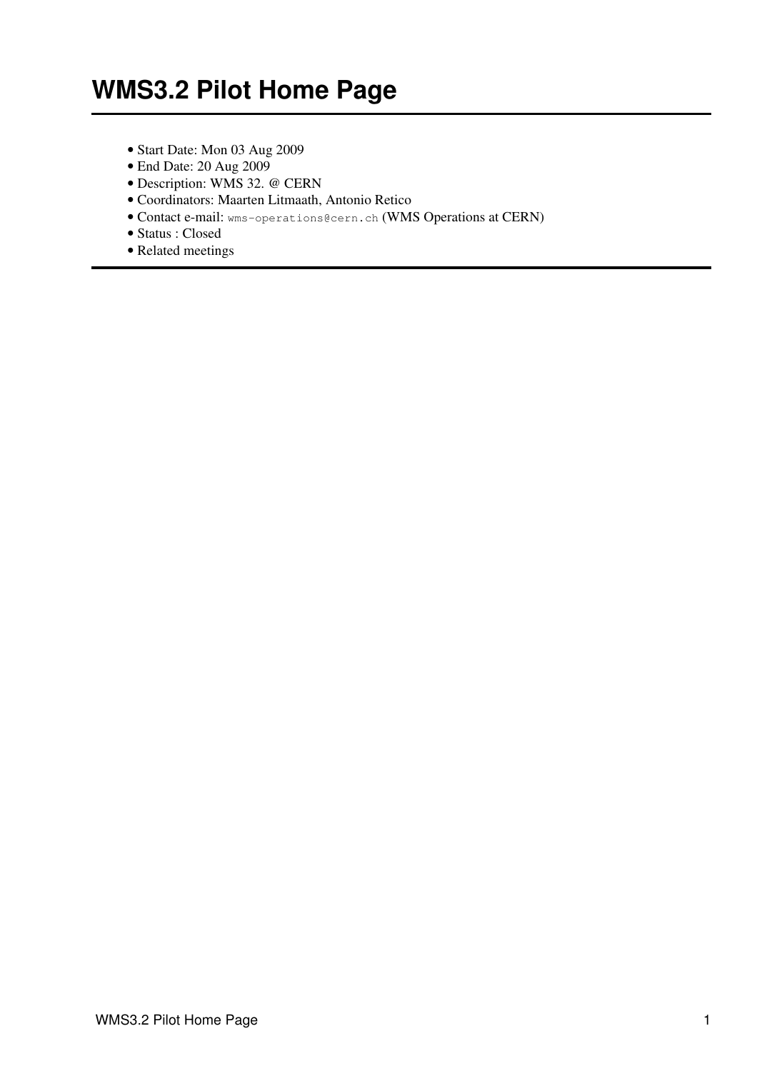# WMS3.2 Pilot Home Page

- Start Date: Mon 03 Aug 2009
- End Date: 20 Aug 2009
- Description: WMS 32. @ CERN
- Coordinators: Maarten Litmaath, Antonio Retico
- Contact e-mail: `wms-operations@cern.ch` (WMS Operations at CERN)
- Status : Closed
- Related meetings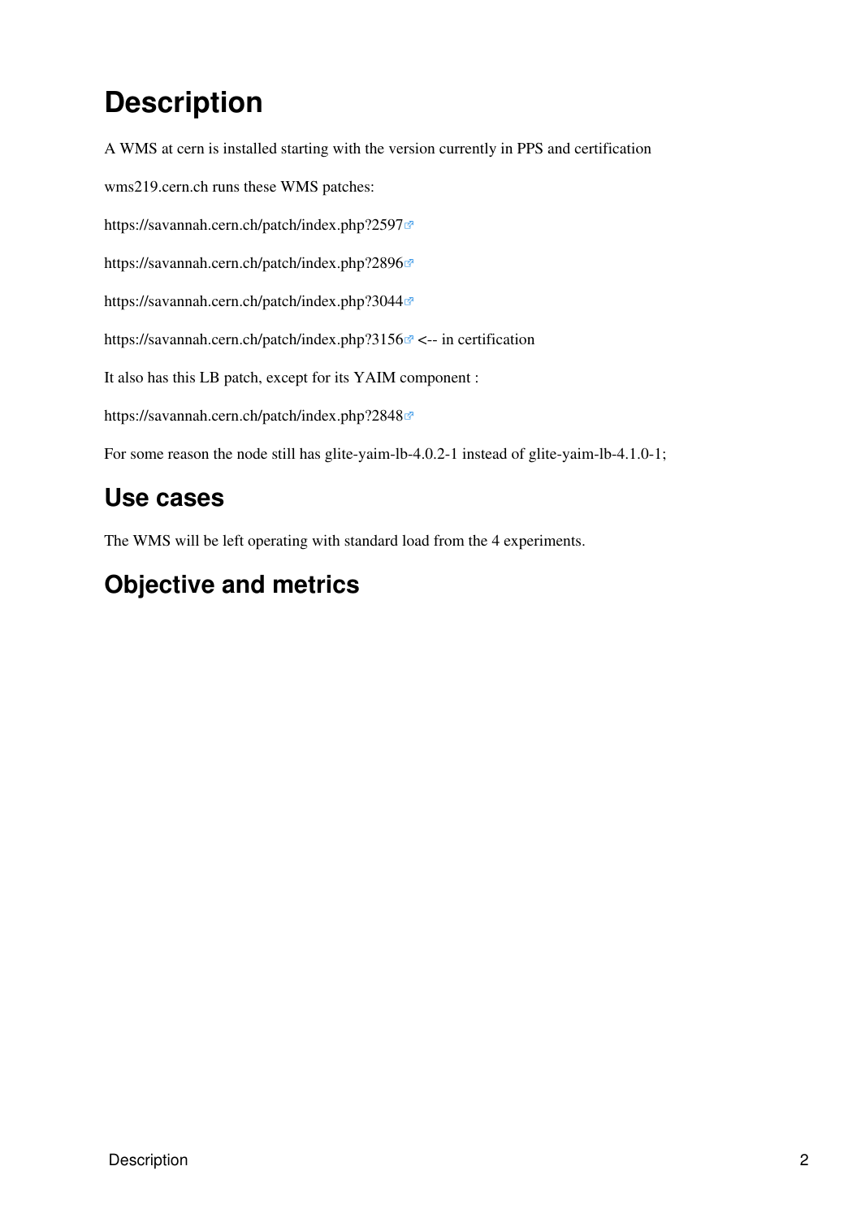# Description

A WMS at cern is installed starting with the version currently in PPS and certification

wms219.cern.ch runs these WMS patches:

https://savannah.cern.ch/patch/index.php?2597

https://savannah.cern.ch/patch/index.php?2896

https://savannah.cern.ch/patch/index.php?3044

https://savannah.cern.ch/patch/index.php?3156 <-- in certification

It also has this LB patch, except for its YAIM component :

https://savannah.cern.ch/patch/index.php?2848

For some reason the node still has glite-yaim-lb-4.0.2-1 instead of glite-yaim-lb-4.1.0-1;

## Use cases

The WMS will be left operating with standard load from the 4 experiments.

## Objective and metrics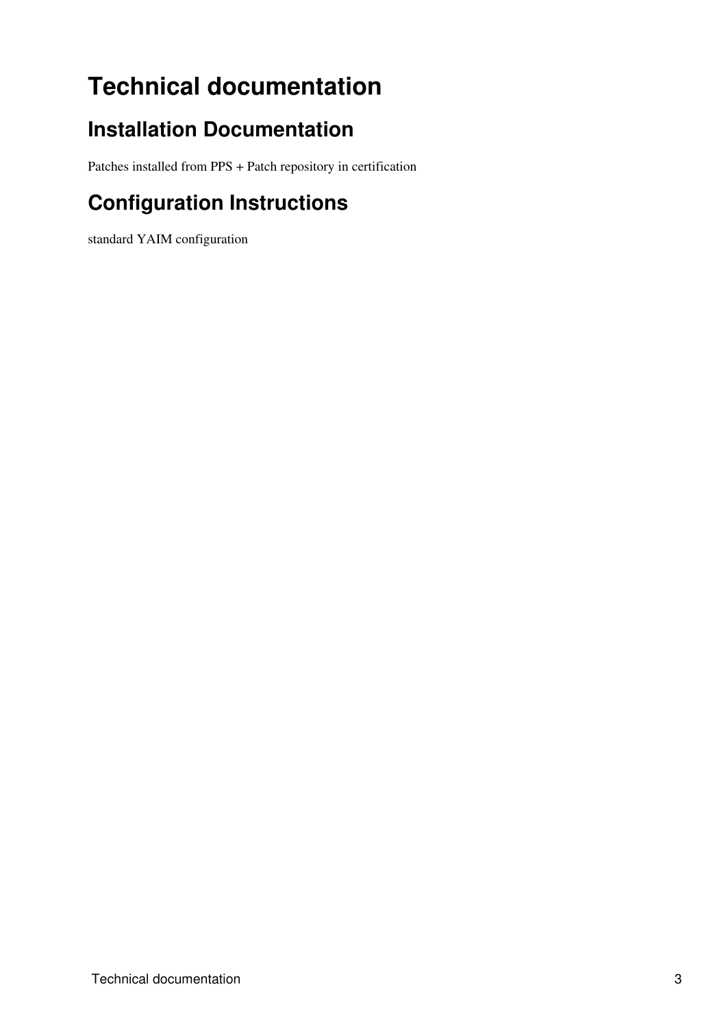# Technical documentation

## Installation Documentation

Patches installed from PPS + Patch repository in certification

## Configuration Instructions

standard YAIM configuration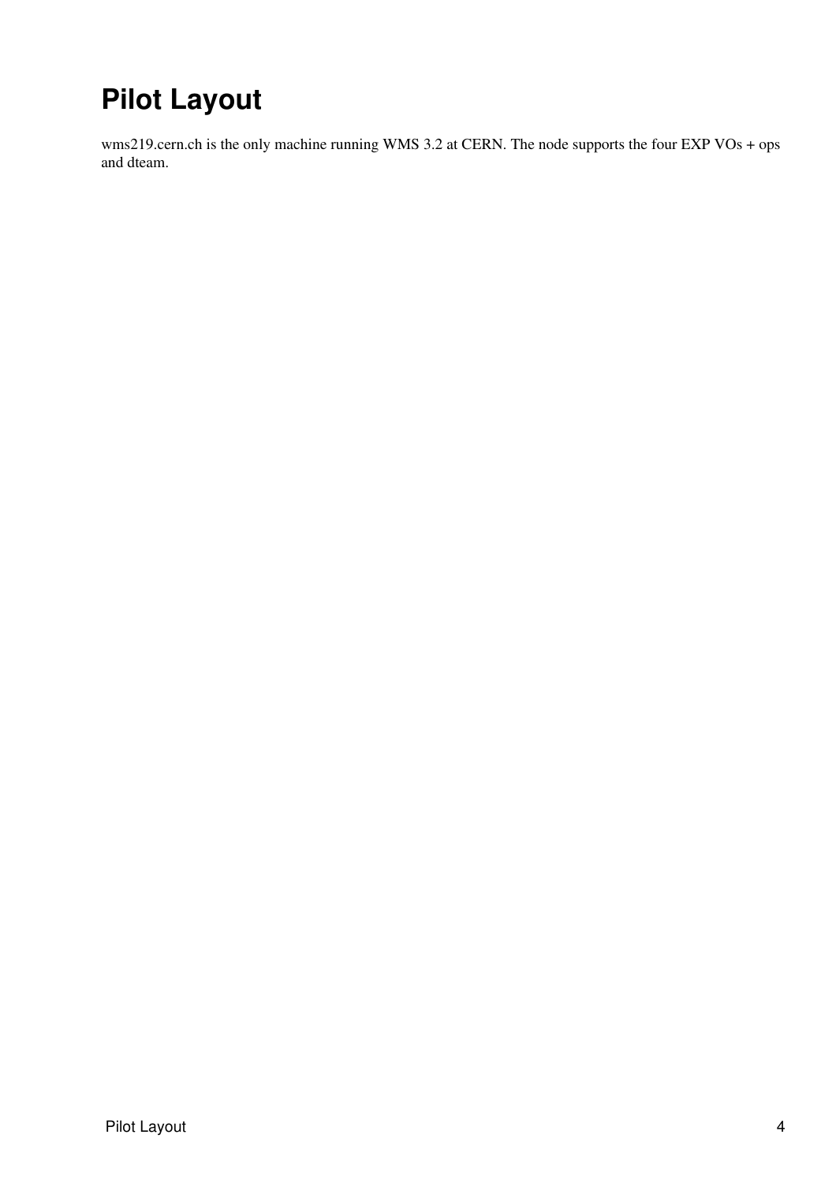# Pilot Layout

wms219.cern.ch is the only machine running WMS 3.2 at CERN. The node supports the four EXP VOs + ops and dteam.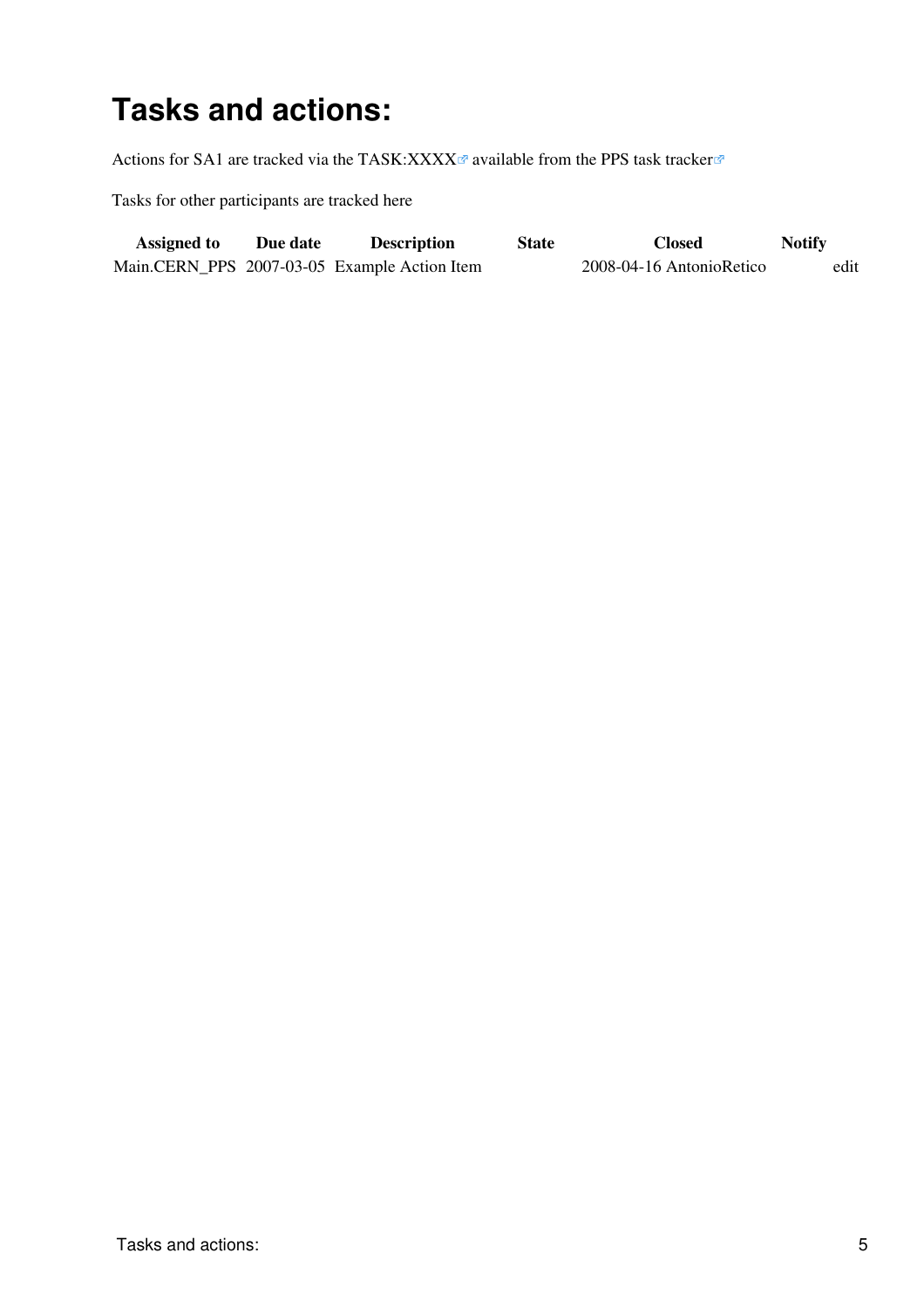# Tasks and actions:

Actions for SA1 are tracked via the TASK:XXXX available from the PPS task tracker

Tasks for other participants are tracked here

| Assigned to | Due date | Description | State | Closed | Notify | |
|---|---|---|---|---|---|---|
| Main.CERN_PPS | 2007-03-05 | Example Action Item | | 2008-04-16 AntonioRetico | | edit |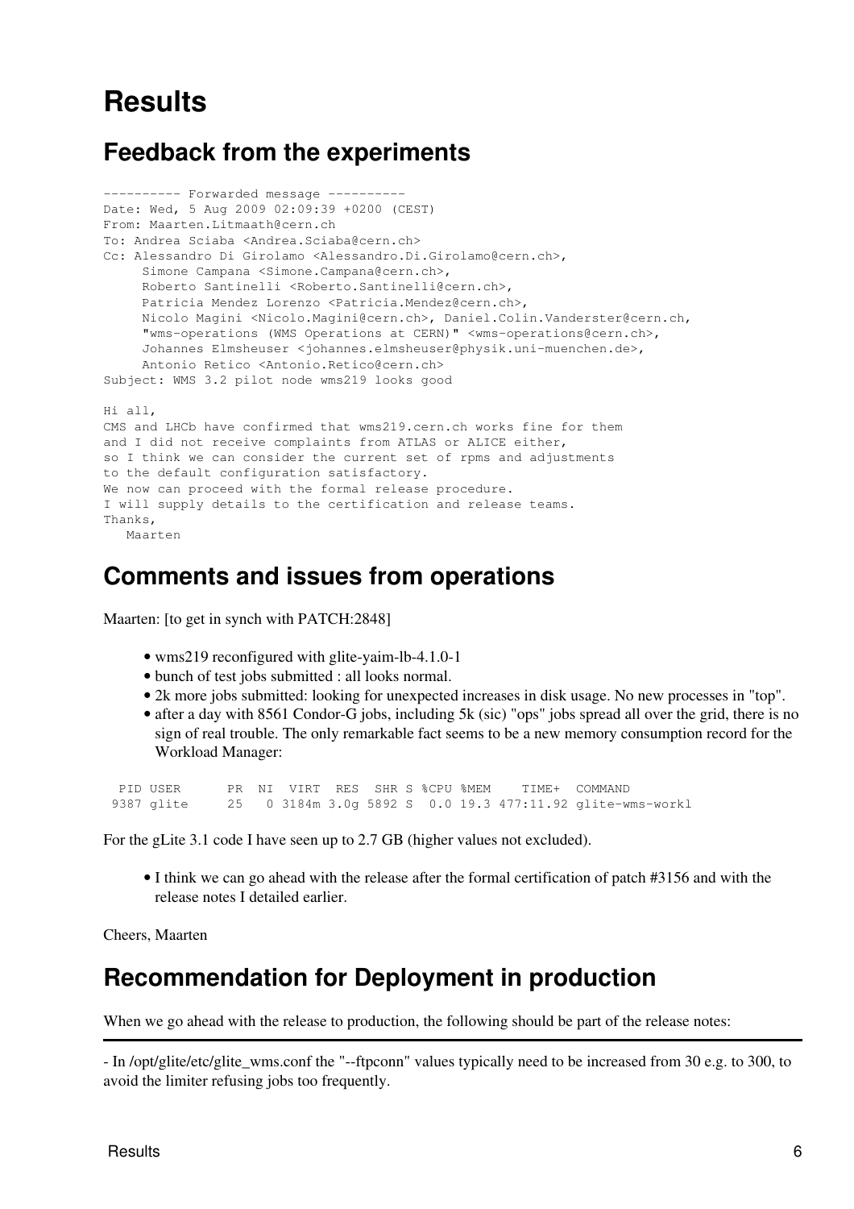# Results

## Feedback from the experiments

```
---------- Forwarded message ----------
Date: Wed, 5 Aug 2009 02:09:39 +0200 (CEST)
From: Maarten.Litmaath@cern.ch
To: Andrea Sciaba <Andrea.Sciaba@cern.ch>
Cc: Alessandro Di Girolamo <Alessandro.Di.Girolamo@cern.ch>,
     Simone Campana <Simone.Campana@cern.ch>,
     Roberto Santinelli <Roberto.Santinelli@cern.ch>,
     Patricia Mendez Lorenzo <Patricia.Mendez@cern.ch>,
     Nicolo Magini <Nicolo.Magini@cern.ch>, Daniel.Colin.Vanderster@cern.ch,
     "wms-operations (WMS Operations at CERN)" <wms-operations@cern.ch>,
     Johannes Elmsheuser <johannes.elmsheuser@physik.uni-muenchen.de>,
     Antonio Retico <Antonio.Retico@cern.ch>
Subject: WMS 3.2 pilot node wms219 looks good

Hi all,
CMS and LHCb have confirmed that wms219.cern.ch works fine for them
and I did not receive complaints from ATLAS or ALICE either,
so I think we can consider the current set of rpms and adjustments
to the default configuration satisfactory.
We now can proceed with the formal release procedure.
I will supply details to the certification and release teams.
Thanks,
   Maarten
```

## Comments and issues from operations

Maarten: [to get in synch with PATCH:2848]

- wms219 reconfigured with glite-yaim-lb-4.1.0-1
- bunch of test jobs submitted : all looks normal.
- 2k more jobs submitted: looking for unexpected increases in disk usage. No new processes in "top".
- after a day with 8561 Condor-G jobs, including 5k (sic) "ops" jobs spread all over the grid, there is no sign of real trouble. The only remarkable fact seems to be a new memory consumption record for the Workload Manager:

```
  PID USER      PR  NI  VIRT  RES  SHR S %CPU %MEM    TIME+  COMMAND
 9387 glite     25   0 3184m 3.0g 5892 S  0.0 19.3 477:11.92 glite-wms-workl
```

For the gLite 3.1 code I have seen up to 2.7 GB (higher values not excluded).

- I think we can go ahead with the release after the formal certification of patch #3156 and with the release notes I detailed earlier.

Cheers, Maarten

## Recommendation for Deployment in production

When we go ahead with the release to production, the following should be part of the release notes:

---

- In /opt/glite/etc/glite_wms.conf the "--ftpconn" values typically need to be increased from 30 e.g. to 300, to avoid the limiter refusing jobs too frequently.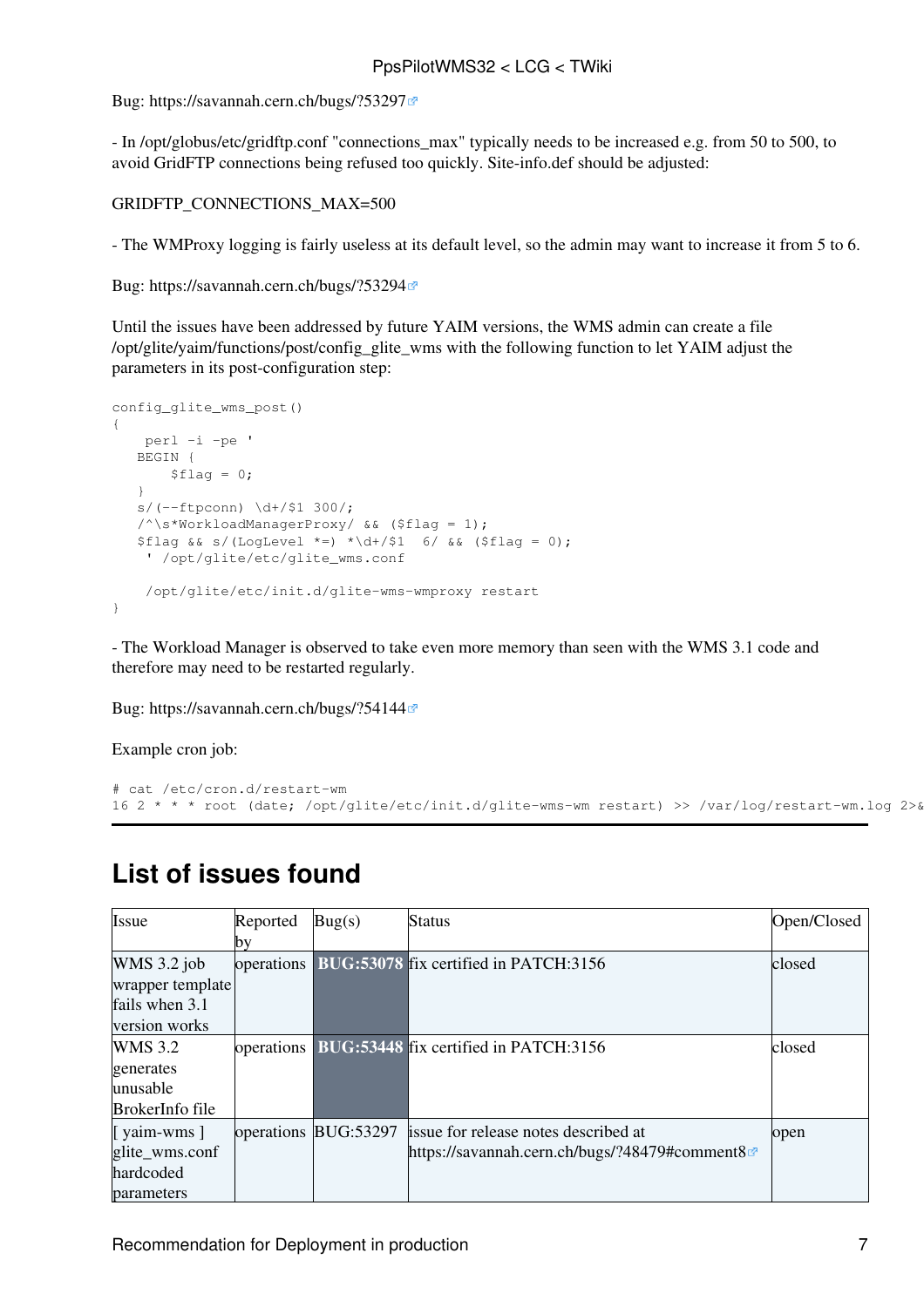Bug: https://savannah.cern.ch/bugs/?53297

- In /opt/globus/etc/gridftp.conf "connections_max" typically needs to be increased e.g. from 50 to 500, to avoid GridFTP connections being refused too quickly. Site-info.def should be adjusted:

GRIDFTP_CONNECTIONS_MAX=500

- The WMProxy logging is fairly useless at its default level, so the admin may want to increase it from 5 to 6.

Bug: https://savannah.cern.ch/bugs/?53294

Until the issues have been addressed by future YAIM versions, the WMS admin can create a file /opt/glite/yaim/functions/post/config_glite_wms with the following function to let YAIM adjust the parameters in its post-configuration step:

```
config_glite_wms_post()
{
    perl -i -pe '
   BEGIN {
       $flag = 0;
   }
   s/(--ftpconn) \d+/$1 300/;
   /^\s*WorkloadManagerProxy/ && ($flag = 1);
   $flag && s/(LogLevel *=) *\d+/$1  6/ && ($flag = 0);
    ' /opt/glite/etc/glite_wms.conf

    /opt/glite/etc/init.d/glite-wms-wmproxy restart
}
```

- The Workload Manager is observed to take even more memory than seen with the WMS 3.1 code and therefore may need to be restarted regularly.

Bug: https://savannah.cern.ch/bugs/?54144

Example cron job:

```
# cat /etc/cron.d/restart-wm
16 2 * * * root (date; /opt/glite/etc/init.d/glite-wms-wm restart) >> /var/log/restart-wm.log 2>&
```

---

## List of issues found

| Issue | Reported by | Bug(s) | Status | Open/Closed |
|---|---|---|---|---|
| WMS 3.2 job wrapper template fails when 3.1 version works | operations | **BUG:53078** | fix certified in PATCH:3156 | closed |
| WMS 3.2 generates unusable BrokerInfo file | operations | **BUG:53448** | fix certified in PATCH:3156 | closed |
| [ yaim-wms ] glite_wms.conf hardcoded parameters | operations | BUG:53297 | issue for release notes described at https://savannah.cern.ch/bugs/?48479#comment8 | open |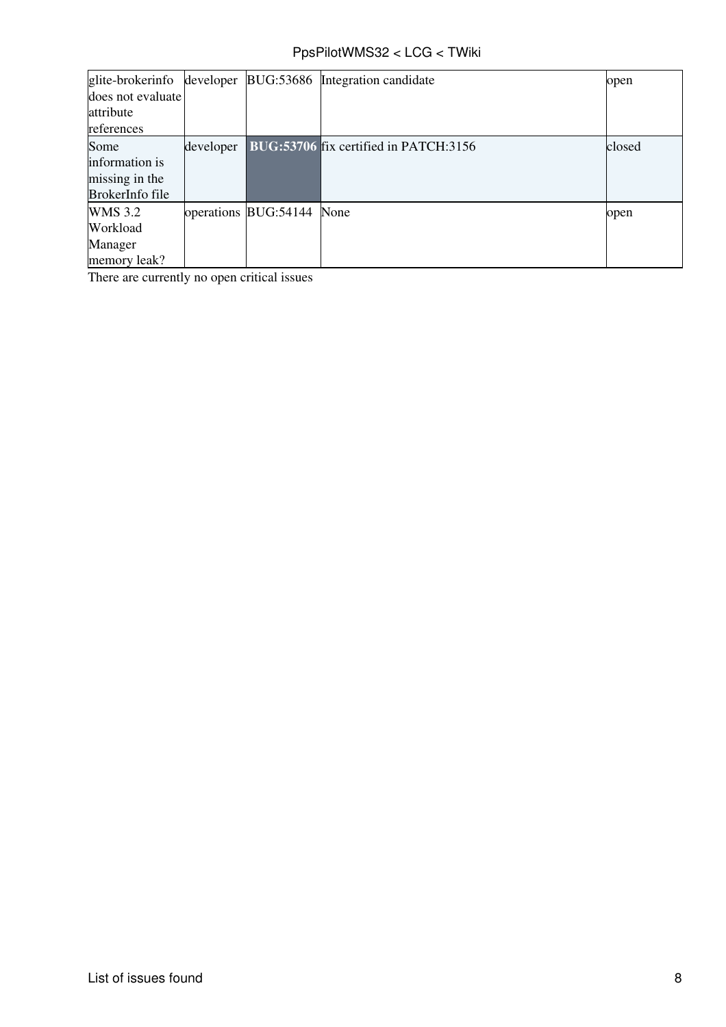| | | | | |
|---|---|---|---|---|
| glite-brokerinfo does not evaluate attribute references | developer | BUG:53686 | Integration candidate | open |
| Some information is missing in the BrokerInfo file | developer | **BUG:53706** | fix certified in PATCH:3156 | closed |
| WMS 3.2 Workload Manager memory leak? | operations | BUG:54144 | None | open |

There are currently no open critical issues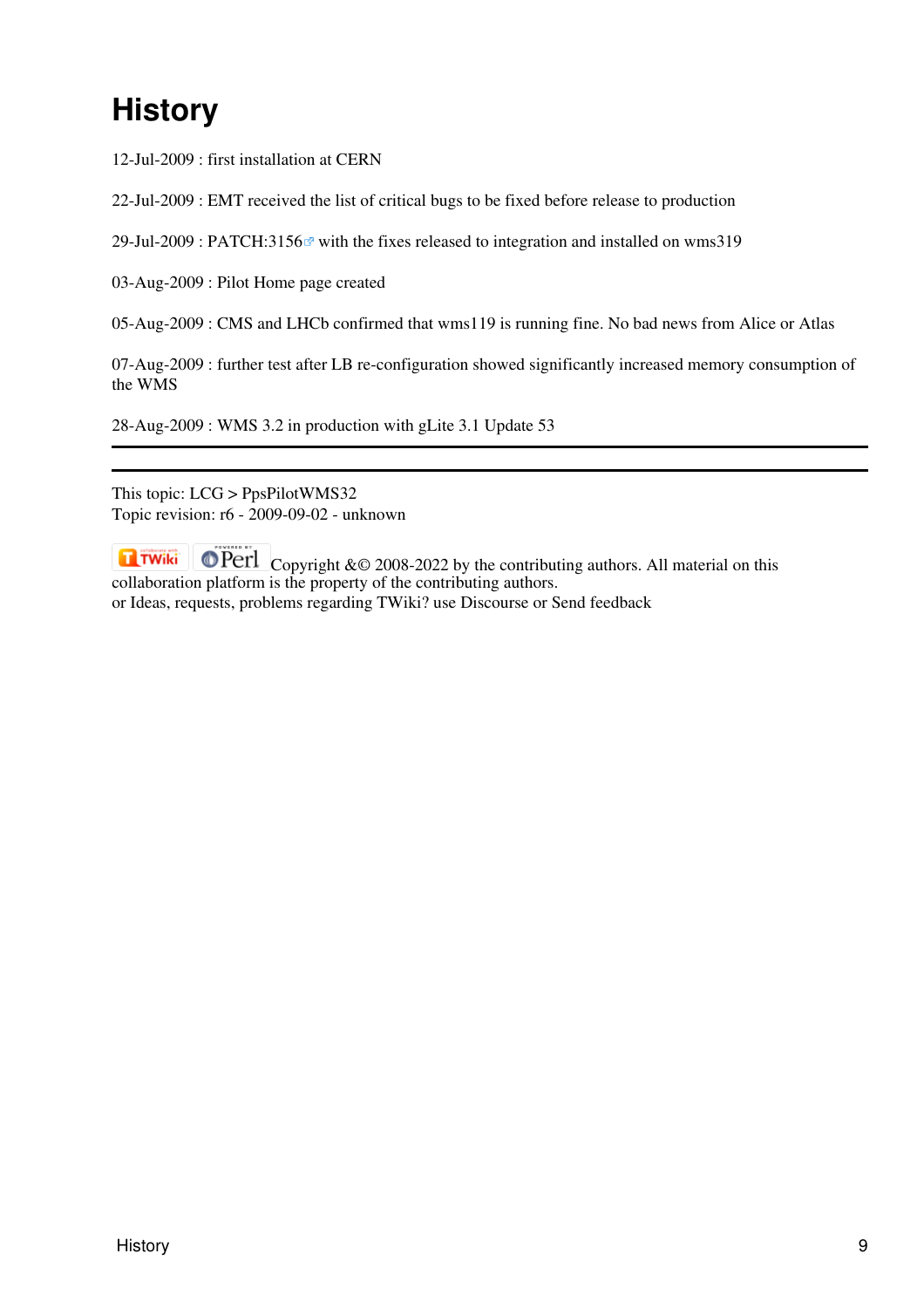# History

12-Jul-2009 : first installation at CERN

22-Jul-2009 : EMT received the list of critical bugs to be fixed before release to production

29-Jul-2009 : PATCH:3156 with the fixes released to integration and installed on wms319

03-Aug-2009 : Pilot Home page created

05-Aug-2009 : CMS and LHCb confirmed that wms119 is running fine. No bad news from Alice or Atlas

07-Aug-2009 : further test after LB re-configuration showed significantly increased memory consumption of the WMS

28-Aug-2009 : WMS 3.2 in production with gLite 3.1 Update 53

---

---

This topic: LCG > PpsPilotWMS32
Topic revision: r6 - 2009-09-02 - unknown

Copyright &© 2008-2022 by the contributing authors. All material on this collaboration platform is the property of the contributing authors.
or Ideas, requests, problems regarding TWiki? use Discourse or Send feedback